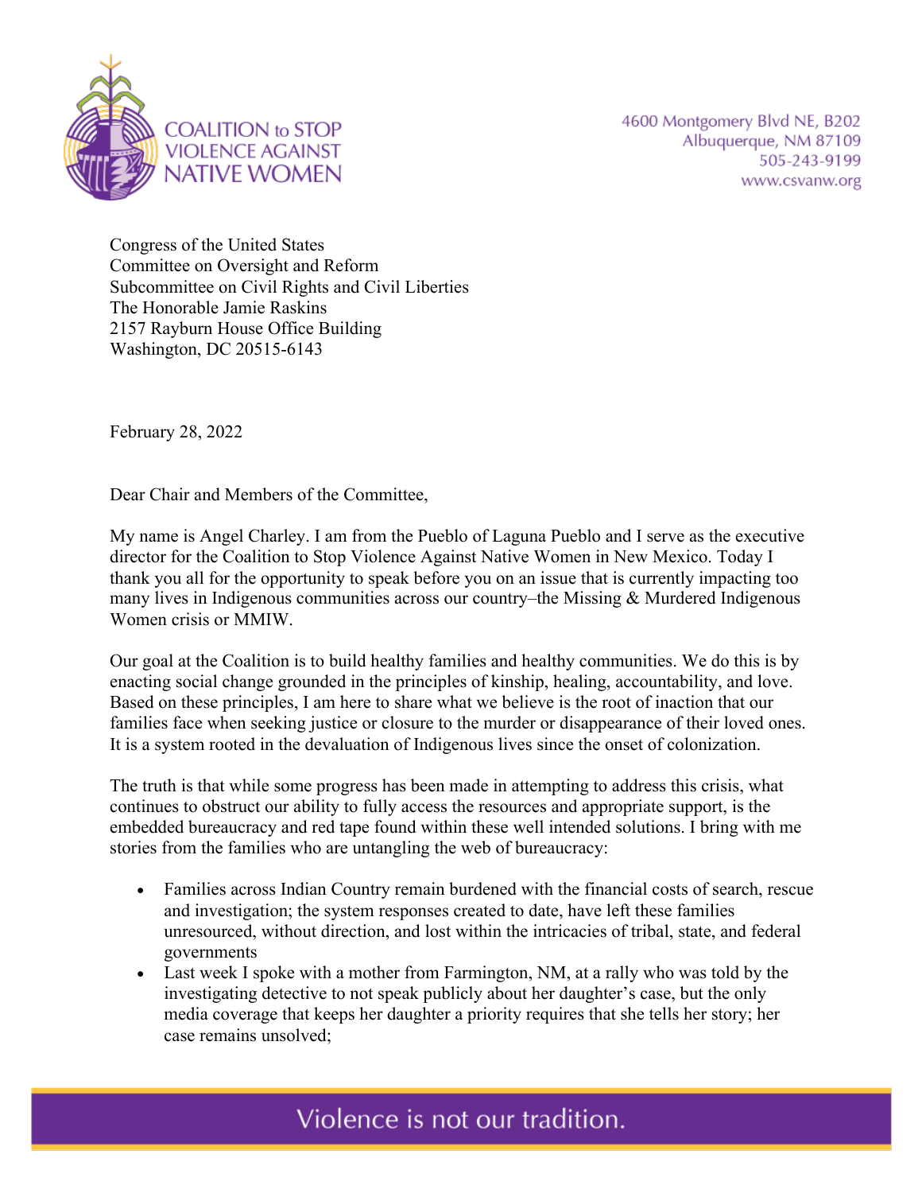COALITION to STOP VIOLENCE AGAINST NATIVE WOMEN

4600 Montgomery Blvd NE, B202
Albuquerque, NM 87109
505-243-9199
www.csvanw.org

Congress of the United States
Committee on Oversight and Reform
Subcommittee on Civil Rights and Civil Liberties
The Honorable Jamie Raskins
2157 Rayburn House Office Building
Washington, DC 20515-6143

February 28, 2022

Dear Chair and Members of the Committee,

My name is Angel Charley. I am from the Pueblo of Laguna Pueblo and I serve as the executive director for the Coalition to Stop Violence Against Native Women in New Mexico. Today I thank you all for the opportunity to speak before you on an issue that is currently impacting too many lives in Indigenous communities across our country–the Missing & Murdered Indigenous Women crisis or MMIW.

Our goal at the Coalition is to build healthy families and healthy communities. We do this is by enacting social change grounded in the principles of kinship, healing, accountability, and love. Based on these principles, I am here to share what we believe is the root of inaction that our families face when seeking justice or closure to the murder or disappearance of their loved ones. It is a system rooted in the devaluation of Indigenous lives since the onset of colonization.

The truth is that while some progress has been made in attempting to address this crisis, what continues to obstruct our ability to fully access the resources and appropriate support, is the embedded bureaucracy and red tape found within these well intended solutions. I bring with me stories from the families who are untangling the web of bureaucracy:

- Families across Indian Country remain burdened with the financial costs of search, rescue and investigation; the system responses created to date, have left these families unresourced, without direction, and lost within the intricacies of tribal, state, and federal governments
- Last week I spoke with a mother from Farmington, NM, at a rally who was told by the investigating detective to not speak publicly about her daughter's case, but the only media coverage that keeps her daughter a priority requires that she tells her story; her case remains unsolved;

Violence is not our tradition.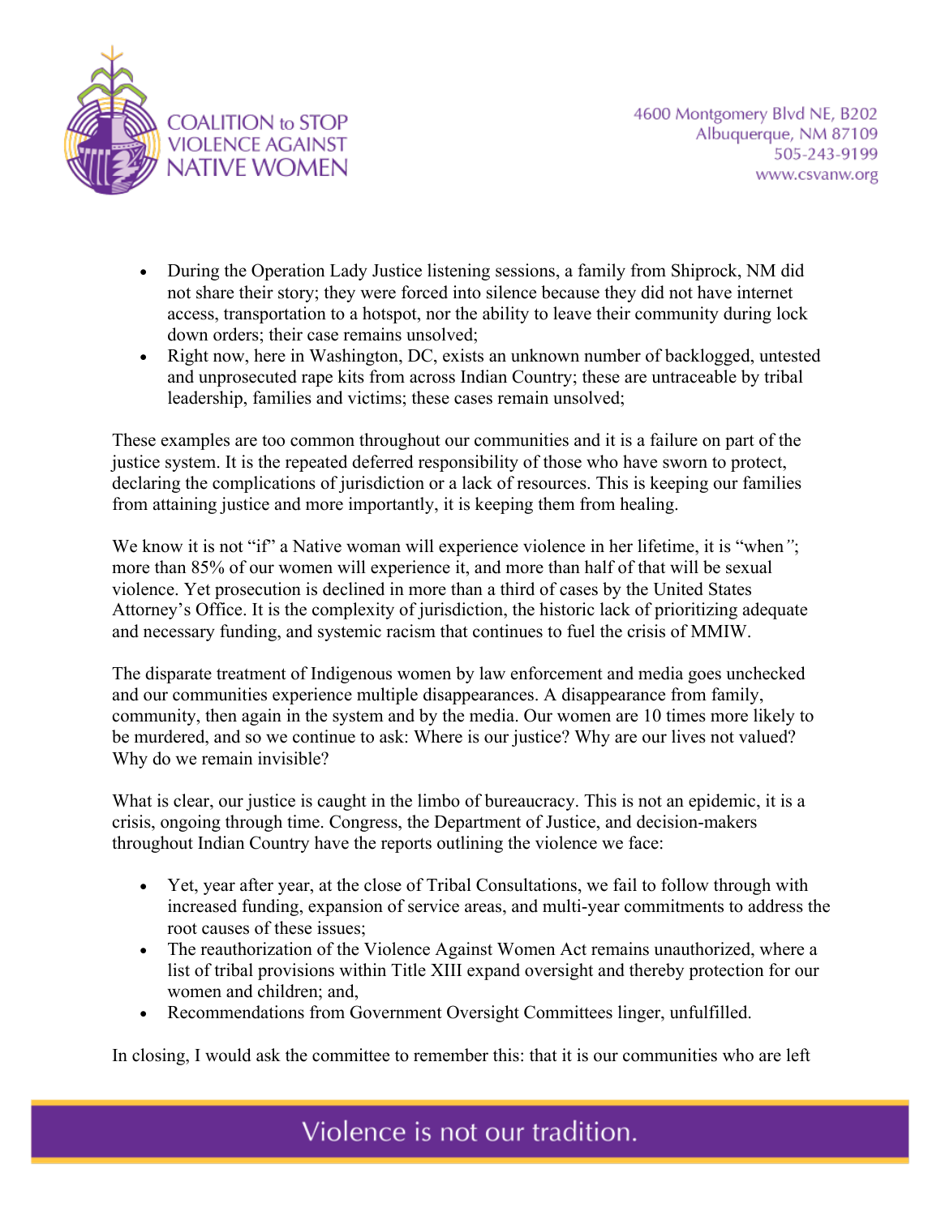- During the Operation Lady Justice listening sessions, a family from Shiprock, NM did not share their story; they were forced into silence because they did not have internet access, transportation to a hotspot, nor the ability to leave their community during lock down orders; their case remains unsolved;
- Right now, here in Washington, DC, exists an unknown number of backlogged, untested and unprosecuted rape kits from across Indian Country; these are untraceable by tribal leadership, families and victims; these cases remain unsolved;

These examples are too common throughout our communities and it is a failure on part of the justice system. It is the repeated deferred responsibility of those who have sworn to protect, declaring the complications of jurisdiction or a lack of resources. This is keeping our families from attaining justice and more importantly, it is keeping them from healing.

We know it is not "if" a Native woman will experience violence in her lifetime, it is "when"; more than 85% of our women will experience it, and more than half of that will be sexual violence. Yet prosecution is declined in more than a third of cases by the United States Attorney's Office. It is the complexity of jurisdiction, the historic lack of prioritizing adequate and necessary funding, and systemic racism that continues to fuel the crisis of MMIW.

The disparate treatment of Indigenous women by law enforcement and media goes unchecked and our communities experience multiple disappearances. A disappearance from family, community, then again in the system and by the media. Our women are 10 times more likely to be murdered, and so we continue to ask: Where is our justice? Why are our lives not valued? Why do we remain invisible?

What is clear, our justice is caught in the limbo of bureaucracy. This is not an epidemic, it is a crisis, ongoing through time. Congress, the Department of Justice, and decision-makers throughout Indian Country have the reports outlining the violence we face:

- Yet, year after year, at the close of Tribal Consultations, we fail to follow through with increased funding, expansion of service areas, and multi-year commitments to address the root causes of these issues;
- The reauthorization of the Violence Against Women Act remains unauthorized, where a list of tribal provisions within Title XIII expand oversight and thereby protection for our women and children; and,
- Recommendations from Government Oversight Committees linger, unfulfilled.

In closing, I would ask the committee to remember this: that it is our communities who are left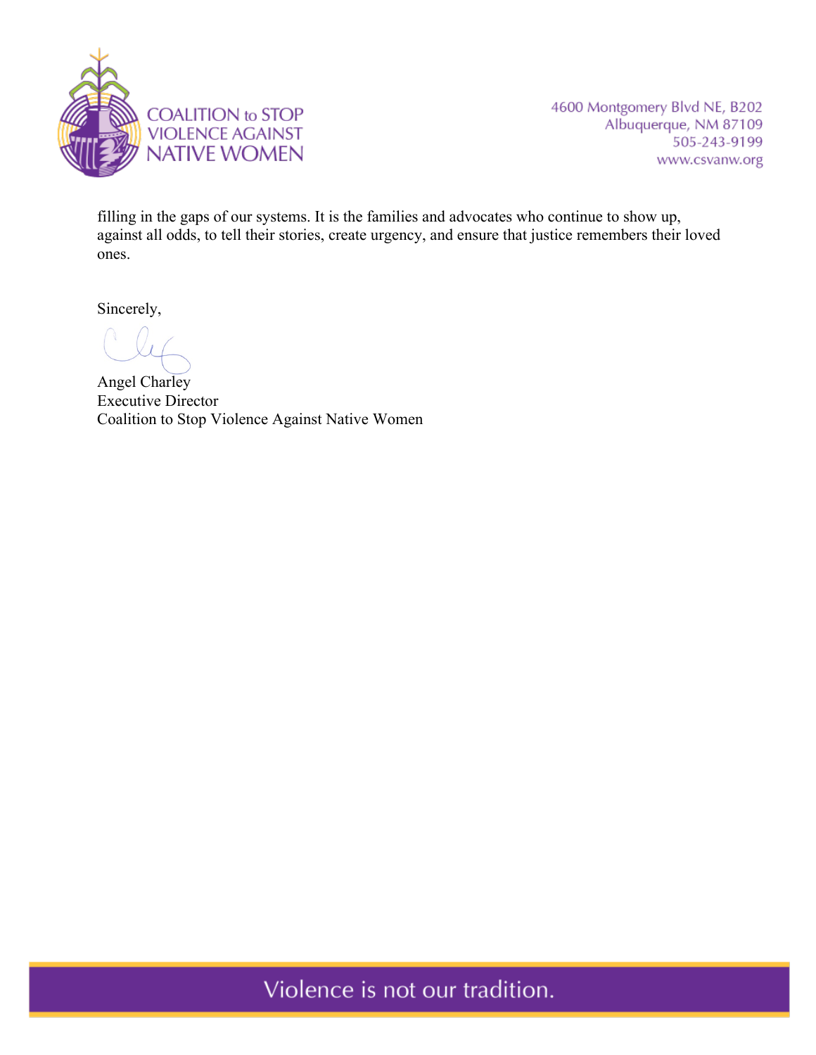filling in the gaps of our systems. It is the families and advocates who continue to show up, against all odds, to tell their stories, create urgency, and ensure that justice remembers their loved ones.

Sincerely,

Angel Charley
Executive Director
Coalition to Stop Violence Against Native Women